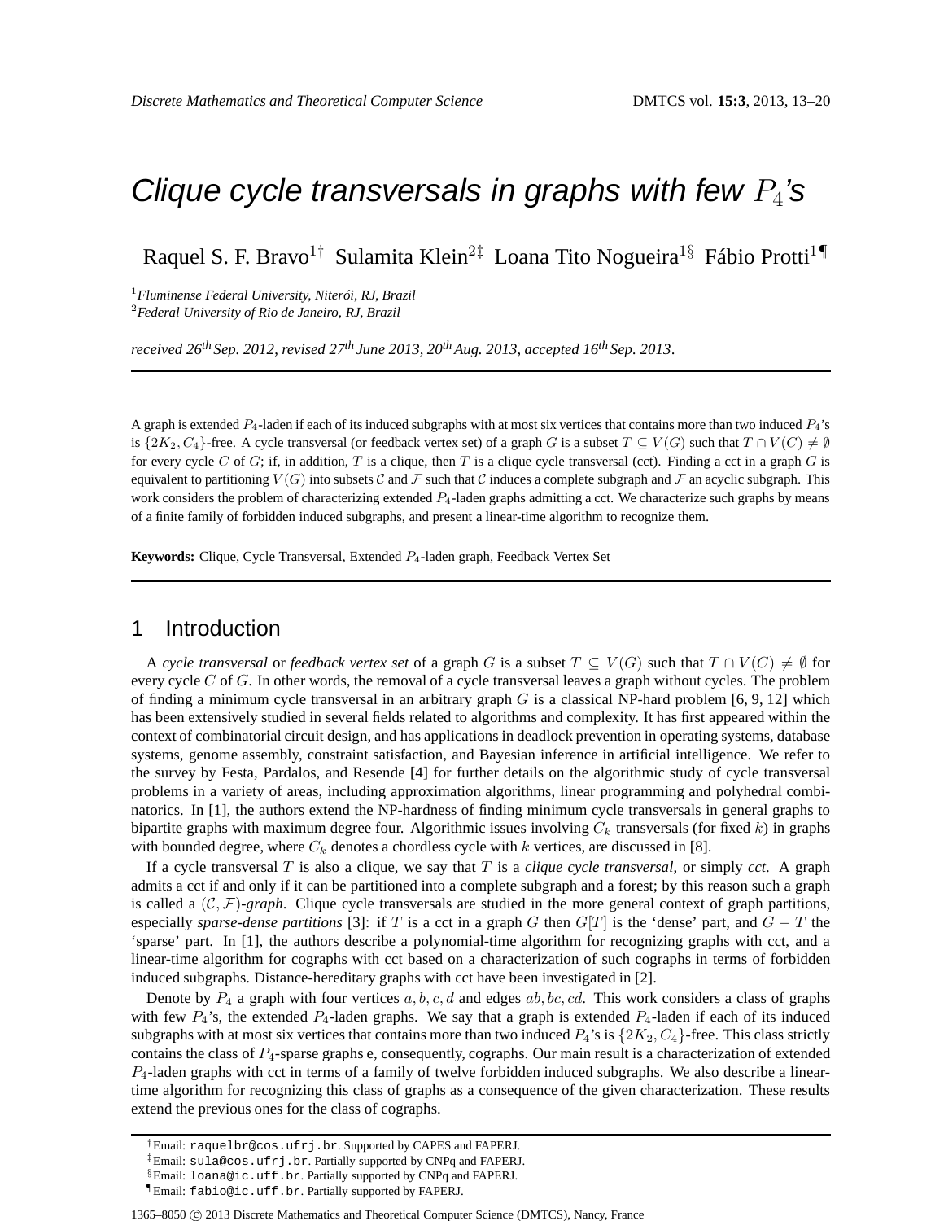# *Clique cycle transversals in graphs with few $P_4$'s*

Raquel S. F. Bravo[1†] Sulamita Klein[2‡] Loana Tito Nogueira[1§] Fábio Protti[1¶]

[1] *Fluminense Federal University, Niterói, RJ, Brazil*
[2] *Federal University of Rio de Janeiro, RJ, Brazil*

*received 26th Sep. 2012, revised 27th June 2013, 20th Aug. 2013, accepted 16th Sep. 2013.*

---

A graph is extended $P_4$-laden if each of its induced subgraphs with at most six vertices that contains more than two induced $P_4$'s is $\{2K_2, C_4\}$-free. A cycle transversal (or feedback vertex set) of a graph $G$ is a subset $T \subseteq V(G)$ such that $T \cap V(C) \neq \emptyset$ for every cycle $C$ of $G$; if, in addition, $T$ is a clique, then $T$ is a clique cycle transversal (cct). Finding a cct in a graph $G$ is equivalent to partitioning $V(G)$ into subsets $\mathcal{C}$ and $\mathcal{F}$ such that $\mathcal{C}$ induces a complete subgraph and $\mathcal{F}$ an acyclic subgraph. This work considers the problem of characterizing extended $P_4$-laden graphs admitting a cct. We characterize such graphs by means of a finite family of forbidden induced subgraphs, and present a linear-time algorithm to recognize them.

**Keywords:** Clique, Cycle Transversal, Extended $P_4$-laden graph, Feedback Vertex Set

---

## 1 Introduction

A *cycle transversal* or *feedback vertex set* of a graph $G$ is a subset $T \subseteq V(G)$ such that $T \cap V(C) \neq \emptyset$ for every cycle $C$ of $G$. In other words, the removal of a cycle transversal leaves a graph without cycles. The problem of finding a minimum cycle transversal in an arbitrary graph $G$ is a classical NP-hard problem [6, 9, 12] which has been extensively studied in several fields related to algorithms and complexity. It has first appeared within the context of combinatorial circuit design, and has applications in deadlock prevention in operating systems, database systems, genome assembly, constraint satisfaction, and Bayesian inference in artificial intelligence. We refer to the survey by Festa, Pardalos, and Resende [4] for further details on the algorithmic study of cycle transversal problems in a variety of areas, including approximation algorithms, linear programming and polyhedral combinatorics. In [1], the authors extend the NP-hardness of finding minimum cycle transversals in general graphs to bipartite graphs with maximum degree four. Algorithmic issues involving $C_k$ transversals (for fixed $k$) in graphs with bounded degree, where $C_k$ denotes a chordless cycle with $k$ vertices, are discussed in [8].

If a cycle transversal $T$ is also a clique, we say that $T$ is a *clique cycle transversal*, or simply *cct*. A graph admits a cct if and only if it can be partitioned into a complete subgraph and a forest; by this reason such a graph is called a $(\mathcal{C}, \mathcal{F})$*-graph*. Clique cycle transversals are studied in the more general context of graph partitions, especially *sparse-dense partitions* [3]: if $T$ is a cct in a graph $G$ then $G[T]$ is the 'dense' part, and $G - T$ the 'sparse' part. In [1], the authors describe a polynomial-time algorithm for recognizing graphs with cct, and a linear-time algorithm for cographs with cct based on a characterization of such cographs in terms of forbidden induced subgraphs. Distance-hereditary graphs with cct have been investigated in [2].

Denote by $P_4$ a graph with four vertices $a, b, c, d$ and edges $ab, bc, cd$. This work considers a class of graphs with few $P_4$'s, the extended $P_4$-laden graphs. We say that a graph is extended $P_4$-laden if each of its induced subgraphs with at most six vertices that contains more than two induced $P_4$'s is $\{2K_2, C_4\}$-free. This class strictly contains the class of $P_4$-sparse graphs e, consequently, cographs. Our main result is a characterization of extended $P_4$-laden graphs with cct in terms of a family of twelve forbidden induced subgraphs. We also describe a linear-time algorithm for recognizing this class of graphs as a consequence of the given characterization. These results extend the previous ones for the class of cographs.

---

[†] Email: raquelbr@cos.ufrj.br. Supported by CAPES and FAPERJ.
[‡] Email: sula@cos.ufrj.br. Partially supported by CNPq and FAPERJ.
[§] Email: loana@ic.uff.br. Partially supported by CNPq and FAPERJ.
[¶] Email: fabio@ic.uff.br. Partially supported by FAPERJ.

1365–8050 © 2013 Discrete Mathematics and Theoretical Computer Science (DMTCS), Nancy, France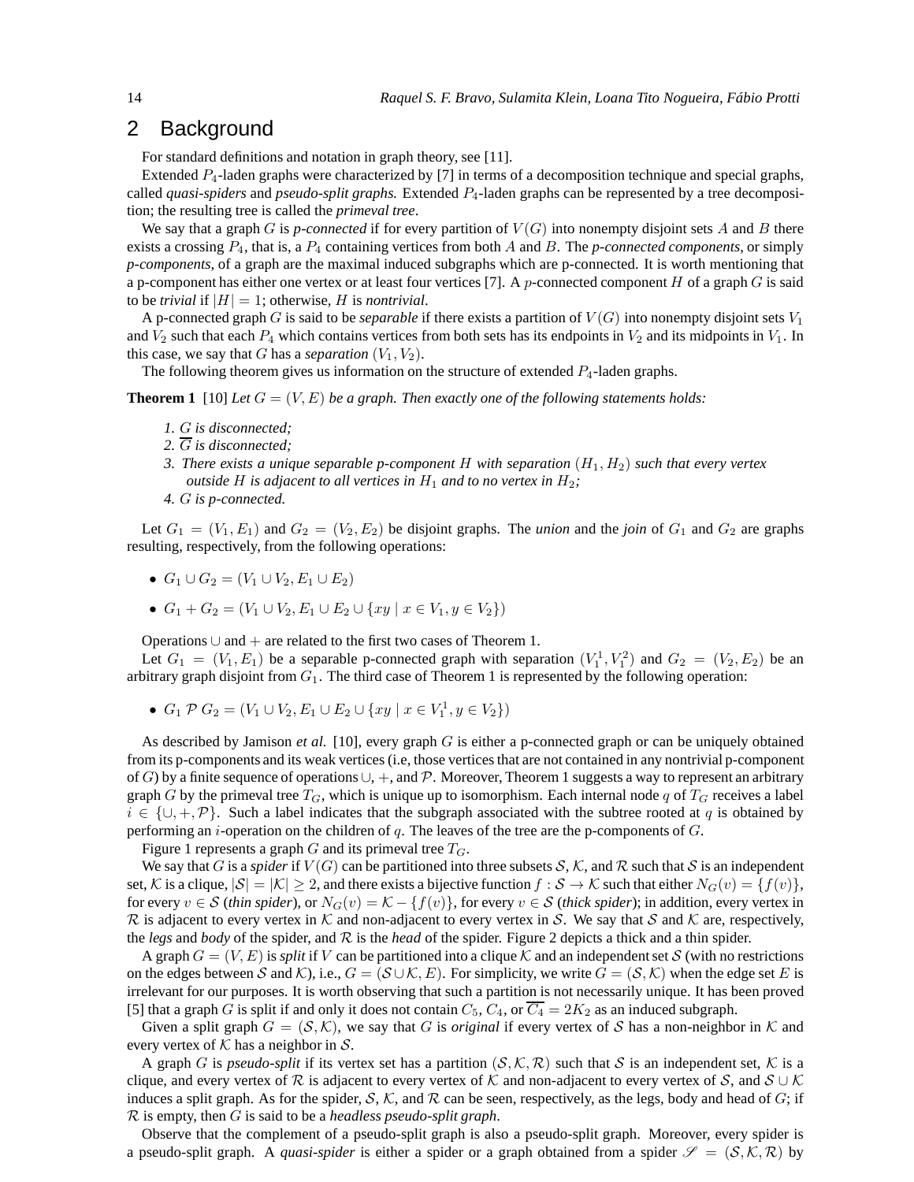## 2 Background

For standard definitions and notation in graph theory, see [11].

Extended $P_4$-laden graphs were characterized by [7] in terms of a decomposition technique and special graphs, called *quasi-spiders* and *pseudo-split graphs.* Extended $P_4$-laden graphs can be represented by a tree decomposition; the resulting tree is called the *primeval tree*.

We say that a graph $G$ is *p-connected* if for every partition of $V(G)$ into nonempty disjoint sets $A$ and $B$ there exists a crossing $P_4$, that is, a $P_4$ containing vertices from both $A$ and $B$. The *p-connected components*, or simply *p-components*, of a graph are the maximal induced subgraphs which are p-connected. It is worth mentioning that a p-component has either one vertex or at least four vertices [7]. A $p$-connected component $H$ of a graph $G$ is said to be *trivial* if $|H| = 1$; otherwise, $H$ is *nontrivial*.

A p-connected graph $G$ is said to be *separable* if there exists a partition of $V(G)$ into nonempty disjoint sets $V_1$ and $V_2$ such that each $P_4$ which contains vertices from both sets has its endpoints in $V_2$ and its midpoints in $V_1$. In this case, we say that $G$ has a *separation* $(V_1, V_2)$.

The following theorem gives us information on the structure of extended $P_4$-laden graphs.

**Theorem 1** [10] *Let $G = (V, E)$ be a graph. Then exactly one of the following statements holds:*

1. *$G$ is disconnected;*
2. *$\overline{G}$ is disconnected;*
3. *There exists a unique separable p-component $H$ with separation $(H_1, H_2)$ such that every vertex outside $H$ is adjacent to all vertices in $H_1$ and to no vertex in $H_2$;*
4. *$G$ is p-connected.*

Let $G_1 = (V_1, E_1)$ and $G_2 = (V_2, E_2)$ be disjoint graphs. The *union* and the *join* of $G_1$ and $G_2$ are graphs resulting, respectively, from the following operations:

- $G_1 \cup G_2 = (V_1 \cup V_2, E_1 \cup E_2)$
- $G_1 + G_2 = (V_1 \cup V_2, E_1 \cup E_2 \cup \{xy \mid x \in V_1, y \in V_2\})$

Operations $\cup$ and $+$ are related to the first two cases of Theorem 1.

Let $G_1 = (V_1, E_1)$ be a separable p-connected graph with separation $(V_1^1, V_1^2)$ and $G_2 = (V_2, E_2)$ be an arbitrary graph disjoint from $G_1$. The third case of Theorem 1 is represented by the following operation:

- $G_1 \; \mathcal{P} \; G_2 = (V_1 \cup V_2, E_1 \cup E_2 \cup \{xy \mid x \in V_1^1, y \in V_2\})$

As described by Jamison *et al.* [10], every graph $G$ is either a p-connected graph or can be uniquely obtained from its p-components and its weak vertices (i.e, those vertices that are not contained in any nontrivial p-component of $G$) by a finite sequence of operations $\cup$, $+$, and $\mathcal{P}$. Moreover, Theorem 1 suggests a way to represent an arbitrary graph $G$ by the primeval tree $T_G$, which is unique up to isomorphism. Each internal node $q$ of $T_G$ receives a label $i \in \{\cup, +, \mathcal{P}\}$. Such a label indicates that the subgraph associated with the subtree rooted at $q$ is obtained by performing an $i$-operation on the children of $q$. The leaves of the tree are the p-components of $G$.

Figure 1 represents a graph $G$ and its primeval tree $T_G$.

We say that $G$ is a *spider* if $V(G)$ can be partitioned into three subsets $\mathcal{S}$, $\mathcal{K}$, and $\mathcal{R}$ such that $\mathcal{S}$ is an independent set, $\mathcal{K}$ is a clique, $|\mathcal{S}| = |\mathcal{K}| \geq 2$, and there exists a bijective function $f : \mathcal{S} \to \mathcal{K}$ such that either $N_G(v) = \{f(v)\}$, for every $v \in \mathcal{S}$ (*thin spider*), or $N_G(v) = \mathcal{K} - \{f(v)\}$, for every $v \in \mathcal{S}$ (*thick spider*); in addition, every vertex in $\mathcal{R}$ is adjacent to every vertex in $\mathcal{K}$ and non-adjacent to every vertex in $\mathcal{S}$. We say that $\mathcal{S}$ and $\mathcal{K}$ are, respectively, the *legs* and *body* of the spider, and $\mathcal{R}$ is the *head* of the spider. Figure 2 depicts a thick and a thin spider.

A graph $G = (V, E)$ is *split* if $V$ can be partitioned into a clique $\mathcal{K}$ and an independent set $\mathcal{S}$ (with no restrictions on the edges between $\mathcal{S}$ and $\mathcal{K}$), i.e., $G = (\mathcal{S} \cup \mathcal{K}, E)$. For simplicity, we write $G = (\mathcal{S}, \mathcal{K})$ when the edge set $E$ is irrelevant for our purposes. It is worth observing that such a partition is not necessarily unique. It has been proved [5] that a graph $G$ is split if and only it does not contain $C_5$, $C_4$, or $\overline{C_4} = 2K_2$ as an induced subgraph.

Given a split graph $G = (\mathcal{S}, \mathcal{K})$, we say that $G$ is *original* if every vertex of $\mathcal{S}$ has a non-neighbor in $\mathcal{K}$ and every vertex of $\mathcal{K}$ has a neighbor in $\mathcal{S}$.

A graph $G$ is *pseudo-split* if its vertex set has a partition $(\mathcal{S}, \mathcal{K}, \mathcal{R})$ such that $\mathcal{S}$ is an independent set, $\mathcal{K}$ is a clique, and every vertex of $\mathcal{R}$ is adjacent to every vertex of $\mathcal{K}$ and non-adjacent to every vertex of $\mathcal{S}$, and $\mathcal{S} \cup \mathcal{K}$ induces a split graph. As for the spider, $\mathcal{S}$, $\mathcal{K}$, and $\mathcal{R}$ can be seen, respectively, as the legs, body and head of $G$; if $\mathcal{R}$ is empty, then $G$ is said to be a *headless pseudo-split graph*.

Observe that the complement of a pseudo-split graph is also a pseudo-split graph. Moreover, every spider is a pseudo-split graph. A *quasi-spider* is either a spider or a graph obtained from a spider $\mathscr{S} = (\mathcal{S}, \mathcal{K}, \mathcal{R})$ by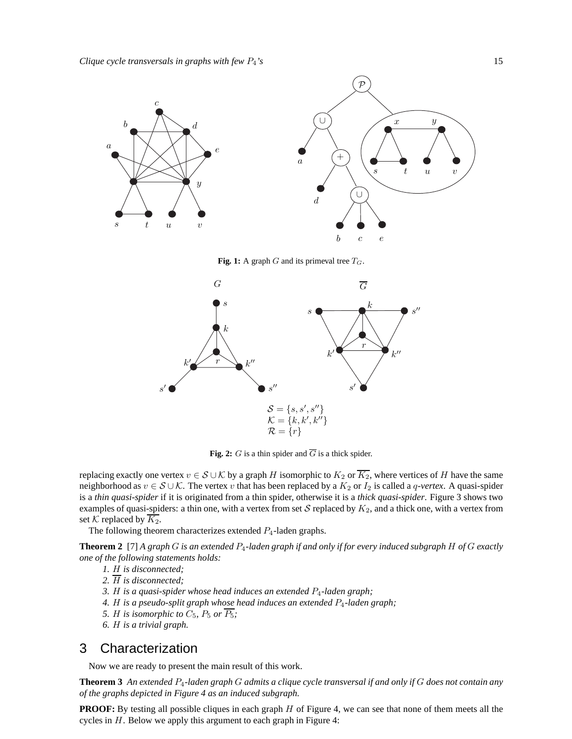**Fig. 1:** A graph $G$ and its primeval tree $T_G$.

$\mathcal{S} = \{s, s', s''\}$
$\mathcal{K} = \{k, k', k''\}$
$\mathcal{R} = \{r\}$

**Fig. 2:** $G$ is a thin spider and $\overline{G}$ is a thick spider.

replacing exactly one vertex $v \in \mathcal{S} \cup \mathcal{K}$ by a graph $H$ isomorphic to $K_2$ or $\overline{K_2}$, where vertices of $H$ have the same neighborhood as $v \in \mathcal{S} \cup \mathcal{K}$. The vertex $v$ that has been replaced by a $K_2$ or $I_2$ is called a *q-vertex*. A quasi-spider is a *thin quasi-spider* if it is originated from a thin spider, otherwise it is a *thick quasi-spider*. Figure 3 shows two examples of quasi-spiders: a thin one, with a vertex from set $\mathcal{S}$ replaced by $K_2$, and a thick one, with a vertex from set $\mathcal{K}$ replaced by $\overline{K_2}$.

The following theorem characterizes extended $P_4$-laden graphs.

**Theorem 2** [7] *A graph $G$ is an extended $P_4$-laden graph if and only if for every induced subgraph $H$ of $G$ exactly one of the following statements holds:*

1. *$H$ is disconnected;*
2. *$\overline{H}$ is disconnected;*
3. *$H$ is a quasi-spider whose head induces an extended $P_4$-laden graph;*
4. *$H$ is a pseudo-split graph whose head induces an extended $P_4$-laden graph;*
5. *$H$ is isomorphic to $C_5$, $P_5$ or $\overline{P_5}$;*
6. *$H$ is a trivial graph.*

## 3 Characterization

Now we are ready to present the main result of this work.

**Theorem 3** *An extended $P_4$-laden graph $G$ admits a clique cycle transversal if and only if $G$ does not contain any of the graphs depicted in Figure 4 as an induced subgraph.*

**PROOF:** By testing all possible cliques in each graph $H$ of Figure 4, we can see that none of them meets all the cycles in $H$. Below we apply this argument to each graph in Figure 4: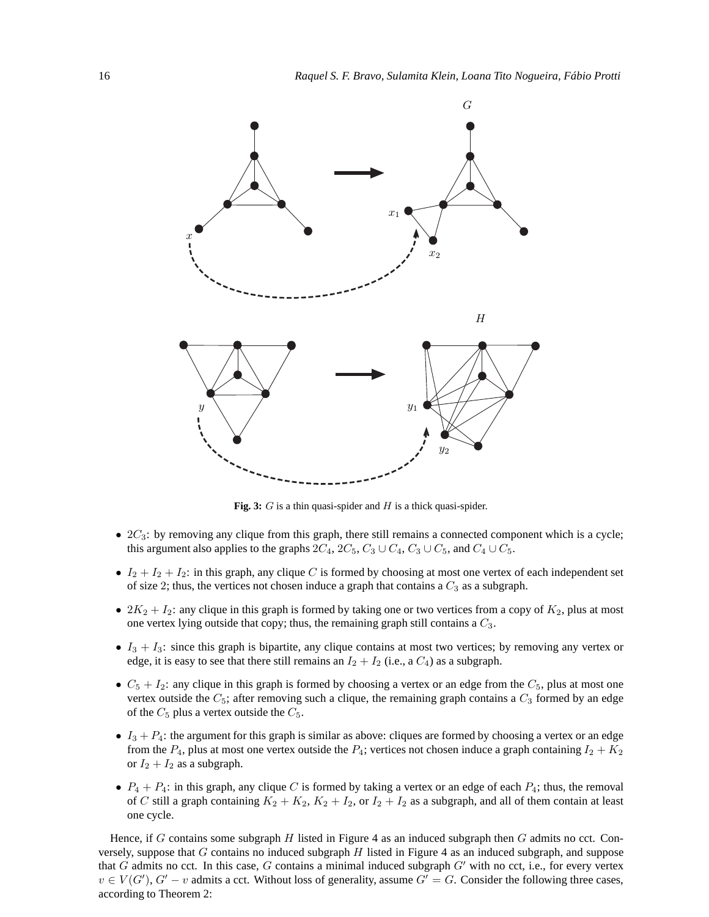**Fig. 3:** $G$ is a thin quasi-spider and $H$ is a thick quasi-spider.

- $2C_3$: by removing any clique from this graph, there still remains a connected component which is a cycle; this argument also applies to the graphs $2C_4$, $2C_5$, $C_3 \cup C_4$, $C_3 \cup C_5$, and $C_4 \cup C_5$.
- $I_2 + I_2 + I_2$: in this graph, any clique $C$ is formed by choosing at most one vertex of each independent set of size 2; thus, the vertices not chosen induce a graph that contains a $C_3$ as a subgraph.
- $2K_2 + I_2$: any clique in this graph is formed by taking one or two vertices from a copy of $K_2$, plus at most one vertex lying outside that copy; thus, the remaining graph still contains a $C_3$.
- $I_3 + I_3$: since this graph is bipartite, any clique contains at most two vertices; by removing any vertex or edge, it is easy to see that there still remains an $I_2 + I_2$ (i.e., a $C_4$) as a subgraph.
- $C_5 + I_2$: any clique in this graph is formed by choosing a vertex or an edge from the $C_5$, plus at most one vertex outside the $C_5$; after removing such a clique, the remaining graph contains a $C_3$ formed by an edge of the $C_5$ plus a vertex outside the $C_5$.
- $I_3 + P_4$: the argument for this graph is similar as above: cliques are formed by choosing a vertex or an edge from the $P_4$, plus at most one vertex outside the $P_4$; vertices not chosen induce a graph containing $I_2 + K_2$ or $I_2 + I_2$ as a subgraph.
- $P_4 + P_4$: in this graph, any clique $C$ is formed by taking a vertex or an edge of each $P_4$; thus, the removal of $C$ still a graph containing $K_2 + K_2$, $K_2 + I_2$, or $I_2 + I_2$ as a subgraph, and all of them contain at least one cycle.

Hence, if $G$ contains some subgraph $H$ listed in Figure 4 as an induced subgraph then $G$ admits no cct. Conversely, suppose that $G$ contains no induced subgraph $H$ listed in Figure 4 as an induced subgraph, and suppose that $G$ admits no cct. In this case, $G$ contains a minimal induced subgraph $G'$ with no cct, i.e., for every vertex $v \in V(G')$, $G' - v$ admits a cct. Without loss of generality, assume $G' = G$. Consider the following three cases, according to Theorem 2: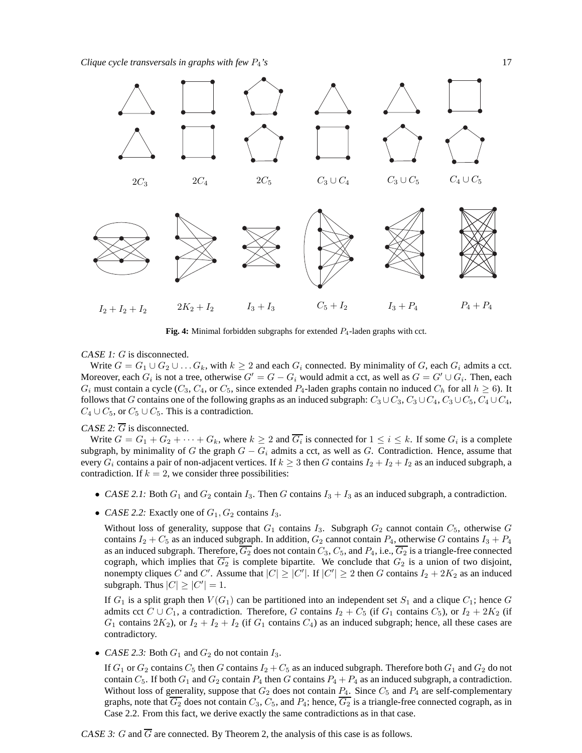$2C_3$ $2C_4$ $2C_5$ $C_3 \cup C_4$ $C_3 \cup C_5$ $C_4 \cup C_5$

$I_2 + I_2 + I_2$ $2K_2 + I_2$ $I_3 + I_3$ $C_5 + I_2$ $I_3 + P_4$ $P_4 + P_4$

**Fig. 4:** Minimal forbidden subgraphs for extended $P_4$-laden graphs with cct.

*CASE 1: $G$ is disconnected.*

Write $G = G_1 \cup G_2 \cup \ldots G_k$, with $k \geq 2$ and each $G_i$ connected. By minimality of $G$, each $G_i$ admits a cct. Moreover, each $G_i$ is not a tree, otherwise $G' = G - G_i$ would admit a cct, as well as $G = G' \cup G_i$. Then, each $G_i$ must contain a cycle ($C_3$, $C_4$, or $C_5$, since extended $P_4$-laden graphs contain no induced $C_h$ for all $h \geq 6$). It follows that $G$ contains one of the following graphs as an induced subgraph: $C_3 \cup C_3$, $C_3 \cup C_4$, $C_3 \cup C_5$, $C_4 \cup C_4$, $C_4 \cup C_5$, or $C_5 \cup C_5$. This is a contradiction.

*CASE 2: $\overline{G}$ is disconnected.*

Write $G = G_1 + G_2 + \cdots + G_k$, where $k \geq 2$ and $\overline{G_i}$ is connected for $1 \leq i \leq k$. If some $G_i$ is a complete subgraph, by minimality of $G$ the graph $G - G_i$ admits a cct, as well as $G$. Contradiction. Hence, assume that every $G_i$ contains a pair of non-adjacent vertices. If $k \geq 3$ then $G$ contains $I_2 + I_2 + I_2$ as an induced subgraph, a contradiction. If $k = 2$, we consider three possibilities:

- *CASE 2.1:* Both $G_1$ and $G_2$ contain $I_3$. Then $G$ contains $I_3 + I_3$ as an induced subgraph, a contradiction.

- *CASE 2.2:* Exactly one of $G_1, G_2$ contains $I_3$.

  Without loss of generality, suppose that $G_1$ contains $I_3$. Subgraph $G_2$ cannot contain $C_5$, otherwise $G$ contains $I_2 + C_5$ as an induced subgraph. In addition, $G_2$ cannot contain $P_4$, otherwise $G$ contains $I_3 + P_4$ as an induced subgraph. Therefore, $\overline{G_2}$ does not contain $C_3$, $C_5$, and $P_4$, i.e., $\overline{G_2}$ is a triangle-free connected cograph, which implies that $\overline{G_2}$ is complete bipartite. We conclude that $G_2$ is a union of two disjoint, nonempty cliques $C$ and $C'$. Assume that $|C| \geq |C'|$. If $|C'| \geq 2$ then $G$ contains $I_2 + 2K_2$ as an induced subgraph. Thus $|C| \geq |C'| = 1$.

  If $G_1$ is a split graph then $V(G_1)$ can be partitioned into an independent set $S_1$ and a clique $C_1$; hence $G$ admits cct $C \cup C_1$, a contradiction. Therefore, $G$ contains $I_2 + C_5$ (if $G_1$ contains $C_5$), or $I_2 + 2K_2$ (if $G_1$ contains $2K_2$), or $I_2 + I_2 + I_2$ (if $G_1$ contains $C_4$) as an induced subgraph; hence, all these cases are contradictory.

- *CASE 2.3:* Both $G_1$ and $G_2$ do not contain $I_3$.

  If $G_1$ or $G_2$ contains $C_5$ then $G$ contains $I_2 + C_5$ as an induced subgraph. Therefore both $G_1$ and $G_2$ do not contain $C_5$. If both $G_1$ and $G_2$ contain $P_4$ then $G$ contains $P_4 + P_4$ as an induced subgraph, a contradiction. Without loss of generality, suppose that $G_2$ does not contain $P_4$. Since $C_5$ and $P_4$ are self-complementary graphs, note that $\overline{G_2}$ does not contain $C_3$, $C_5$, and $P_4$; hence, $\overline{G_2}$ is a triangle-free connected cograph, as in Case 2.2. From this fact, we derive exactly the same contradictions as in that case.

*CASE 3: $G$ and $\overline{G}$ are connected.* By Theorem 2, the analysis of this case is as follows.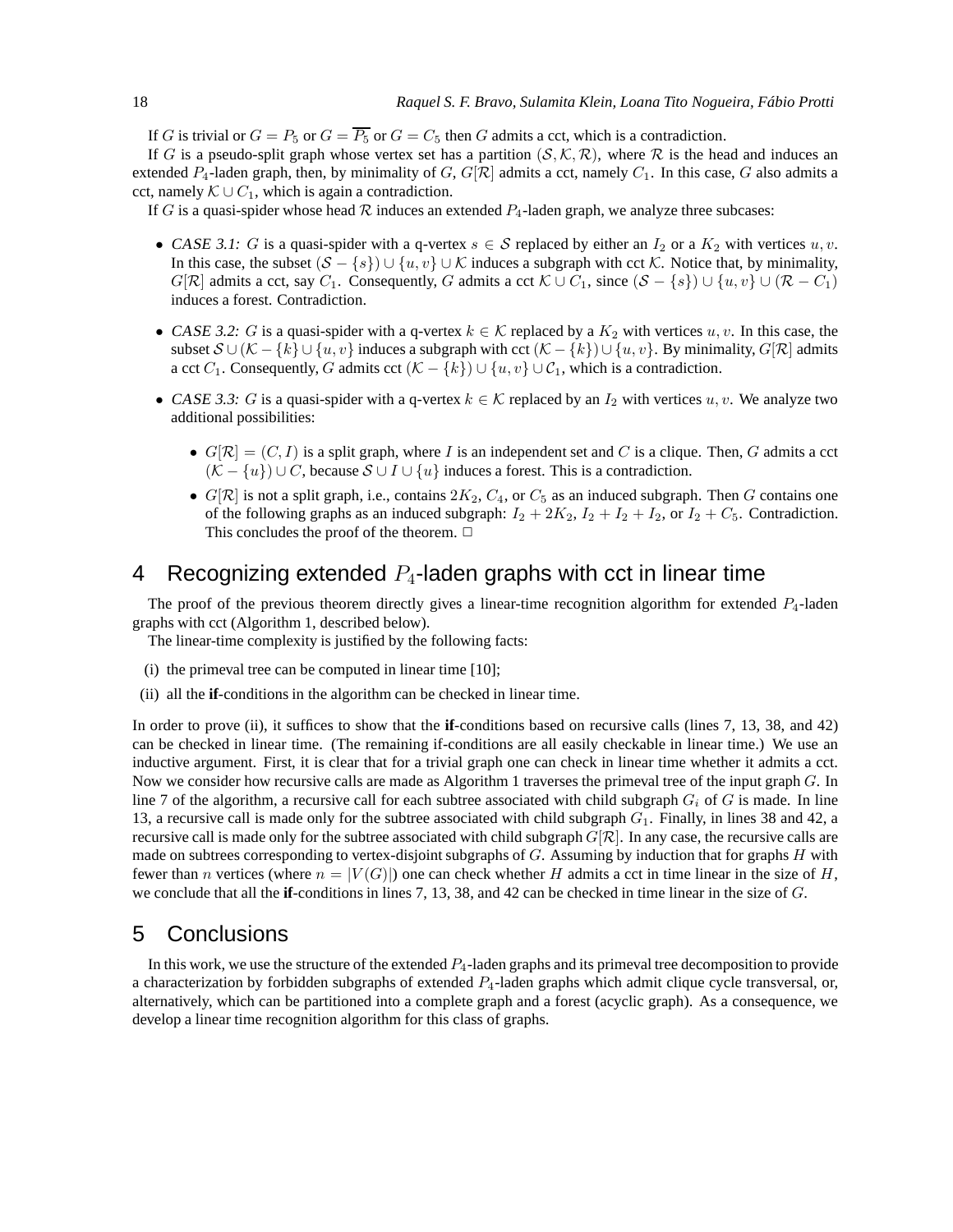If $G$ is trivial or $G = P_5$ or $G = \overline{P_5}$ or $G = C_5$ then $G$ admits a cct, which is a contradiction.

If $G$ is a pseudo-split graph whose vertex set has a partition $(\mathcal{S}, \mathcal{K}, \mathcal{R})$, where $\mathcal{R}$ is the head and induces an extended $P_4$-laden graph, then, by minimality of $G$, $G[\mathcal{R}]$ admits a cct, namely $C_1$. In this case, $G$ also admits a cct, namely $\mathcal{K} \cup C_1$, which is again a contradiction.

If $G$ is a quasi-spider whose head $\mathcal{R}$ induces an extended $P_4$-laden graph, we analyze three subcases:

- *CASE 3.1:* $G$ is a quasi-spider with a q-vertex $s \in \mathcal{S}$ replaced by either an $I_2$ or a $K_2$ with vertices $u, v$. In this case, the subset $(\mathcal{S} - \{s\}) \cup \{u, v\} \cup \mathcal{K}$ induces a subgraph with cct $\mathcal{K}$. Notice that, by minimality, $G[\mathcal{R}]$ admits a cct, say $C_1$. Consequently, $G$ admits a cct $\mathcal{K} \cup C_1$, since $(\mathcal{S} - \{s\}) \cup \{u, v\} \cup (\mathcal{R} - C_1)$ induces a forest. Contradiction.
- *CASE 3.2:* $G$ is a quasi-spider with a q-vertex $k \in \mathcal{K}$ replaced by a $K_2$ with vertices $u, v$. In this case, the subset $\mathcal{S} \cup (\mathcal{K} - \{k\} \cup \{u, v\}$ induces a subgraph with cct $(\mathcal{K} - \{k\}) \cup \{u, v\}$. By minimality, $G[\mathcal{R}]$ admits a cct $C_1$. Consequently, $G$ admits cct $(\mathcal{K} - \{k\}) \cup \{u, v\} \cup \mathcal{C}_1$, which is a contradiction.
- *CASE 3.3:* $G$ is a quasi-spider with a q-vertex $k \in \mathcal{K}$ replaced by an $I_2$ with vertices $u, v$. We analyze two additional possibilities:
  - $G[\mathcal{R}] = (C, I)$ is a split graph, where $I$ is an independent set and $C$ is a clique. Then, $G$ admits a cct $(\mathcal{K} - \{u\}) \cup C$, because $\mathcal{S} \cup I \cup \{u\}$ induces a forest. This is a contradiction.
  - $G[\mathcal{R}]$ is not a split graph, i.e., contains $2K_2$, $C_4$, or $C_5$ as an induced subgraph. Then $G$ contains one of the following graphs as an induced subgraph: $I_2 + 2K_2$, $I_2 + I_2 + I_2$, or $I_2 + C_5$. Contradiction. This concludes the proof of the theorem. □

# 4 Recognizing extended $P_4$-laden graphs with cct in linear time

The proof of the previous theorem directly gives a linear-time recognition algorithm for extended $P_4$-laden graphs with cct (Algorithm 1, described below).

The linear-time complexity is justified by the following facts:

(i) the primeval tree can be computed in linear time [10];

(ii) all the **if**-conditions in the algorithm can be checked in linear time.

In order to prove (ii), it suffices to show that the **if**-conditions based on recursive calls (lines 7, 13, 38, and 42) can be checked in linear time. (The remaining if-conditions are all easily checkable in linear time.) We use an inductive argument. First, it is clear that for a trivial graph one can check in linear time whether it admits a cct. Now we consider how recursive calls are made as Algorithm 1 traverses the primeval tree of the input graph $G$. In line 7 of the algorithm, a recursive call for each subtree associated with child subgraph $G_i$ of $G$ is made. In line 13, a recursive call is made only for the subtree associated with child subgraph $G_1$. Finally, in lines 38 and 42, a recursive call is made only for the subtree associated with child subgraph $G[\mathcal{R}]$. In any case, the recursive calls are made on subtrees corresponding to vertex-disjoint subgraphs of $G$. Assuming by induction that for graphs $H$ with fewer than $n$ vertices (where $n = |V(G)|$) one can check whether $H$ admits a cct in time linear in the size of $H$, we conclude that all the **if**-conditions in lines 7, 13, 38, and 42 can be checked in time linear in the size of $G$.

# 5 Conclusions

In this work, we use the structure of the extended $P_4$-laden graphs and its primeval tree decomposition to provide a characterization by forbidden subgraphs of extended $P_4$-laden graphs which admit clique cycle transversal, or, alternatively, which can be partitioned into a complete graph and a forest (acyclic graph). As a consequence, we develop a linear time recognition algorithm for this class of graphs.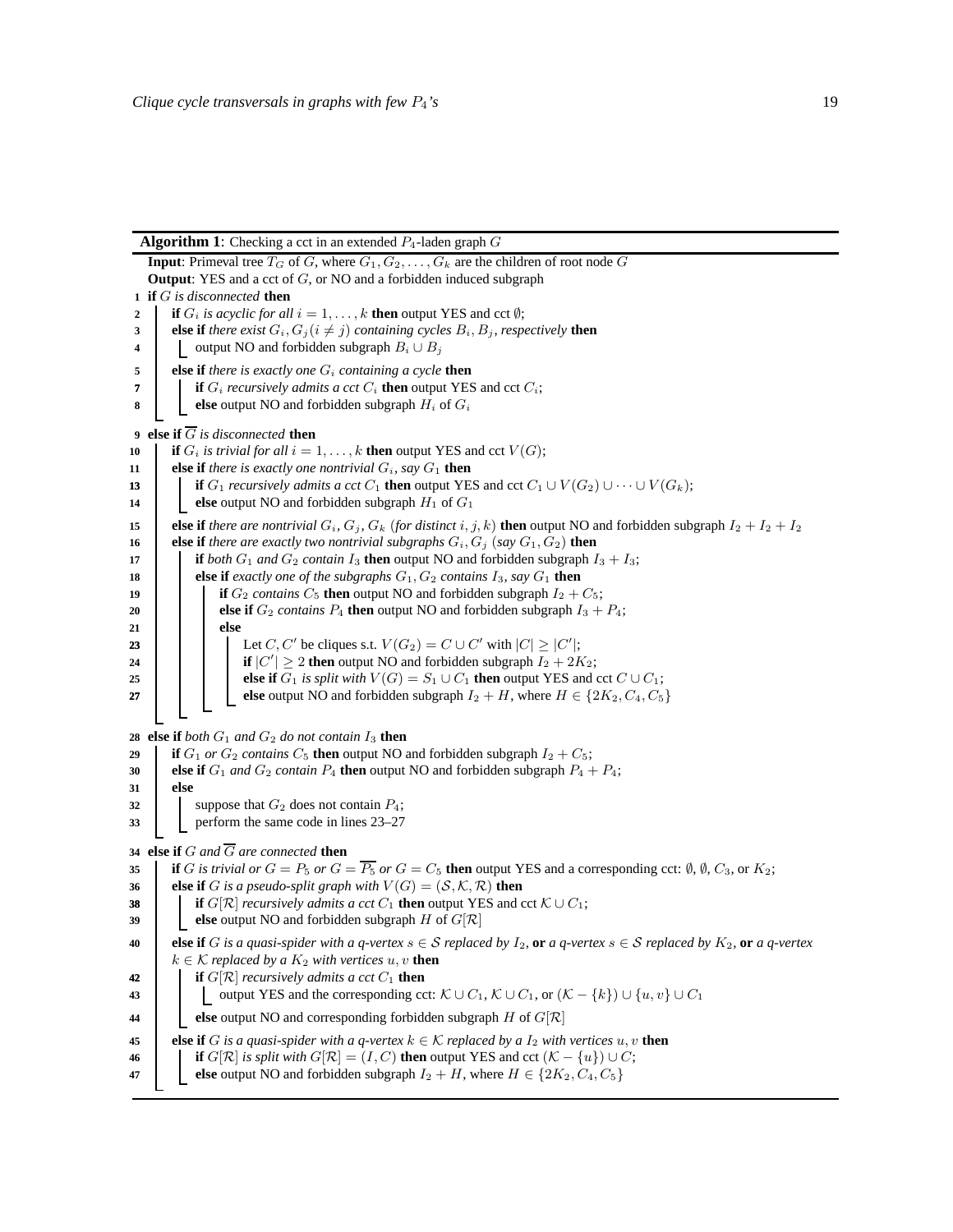**Algorithm 1**: Checking a cct in an extended $P_4$-laden graph $G$

```
Input: Primeval tree T_G of G, where G_1, G_2, ..., G_k are the children of root node G
Output: YES and a cct of G, or NO and a forbidden induced subgraph
1  if G is disconnected then
2      if G_i is acyclic for all i = 1, ..., k then output YES and cct ∅;
3      else if there exist G_i, G_j (i ≠ j) containing cycles B_i, B_j, respectively then
4          output NO and forbidden subgraph B_i ∪ B_j
5      else if there is exactly one G_i containing a cycle then
7          if G_i recursively admits a cct C_i then output YES and cct C_i;
8          else output NO and forbidden subgraph H_i of G_i
9  else if complement(G) is disconnected then
10     if G_i is trivial for all i = 1, ..., k then output YES and cct V(G);
11     else if there is exactly one nontrivial G_i, say G_1 then
13         if G_1 recursively admits a cct C_1 then output YES and cct C_1 ∪ V(G_2) ∪ ··· ∪ V(G_k);
14         else output NO and forbidden subgraph H_1 of G_1
15     else if there are nontrivial G_i, G_j, G_k (for distinct i, j, k) then output NO and forbidden subgraph I_2 + I_2 + I_2
16     else if there are exactly two nontrivial subgraphs G_i, G_j (say G_1, G_2) then
17         if both G_1 and G_2 contain I_3 then output NO and forbidden subgraph I_3 + I_3;
18         else if exactly one of the subgraphs G_1, G_2 contains I_3, say G_1 then
19             if G_2 contains C_5 then output NO and forbidden subgraph I_2 + C_5;
20             else if G_2 contains P_4 then output NO and forbidden subgraph I_3 + P_4;
21             else
23                 Let C, C' be cliques s.t. V(G_2) = C ∪ C' with |C| ≥ |C'|;
24                 if |C'| ≥ 2 then output NO and forbidden subgraph I_2 + 2K_2;
25                 else if G_1 is split with V(G) = S_1 ∪ C_1 then output YES and cct C ∪ C_1;
27                 else output NO and forbidden subgraph I_2 + H, where H ∈ {2K_2, C_4, C_5}
28 else if both G_1 and G_2 do not contain I_3 then
29     if G_1 or G_2 contains C_5 then output NO and forbidden subgraph I_2 + C_5;
30     else if G_1 and G_2 contain P_4 then output NO and forbidden subgraph P_4 + P_4;
31     else
32         suppose that G_2 does not contain P_4;
33         perform the same code in lines 23–27
34 else if G and complement(G) are connected then
35     if G is trivial or G = P_5 or G = complement(P_5) or G = C_5 then output YES and a corresponding cct: ∅, ∅, C_3, or K_2;
36     else if G is a pseudo-split graph with V(G) = (S, K, R) then
38         if G[R] recursively admits a cct C_1 then output YES and cct K ∪ C_1;
39         else output NO and forbidden subgraph H of G[R]
40     else if G is a quasi-spider with a q-vertex s ∈ S replaced by I_2, or a q-vertex s ∈ S replaced by K_2, or a q-vertex
       k ∈ K replaced by a K_2 with vertices u, v then
42         if G[R] recursively admits a cct C_1 then
43             output YES and the corresponding cct: K ∪ C_1, K ∪ C_1, or (K − {k}) ∪ {u, v} ∪ C_1
44         else output NO and corresponding forbidden subgraph H of G[R]
45     else if G is a quasi-spider with a q-vertex k ∈ K replaced by a I_2 with vertices u, v then
46         if G[R] is split with G[R] = (I, C) then output YES and cct (K − {u}) ∪ C;
47         else output NO and forbidden subgraph I_2 + H, where H ∈ {2K_2, C_4, C_5}
```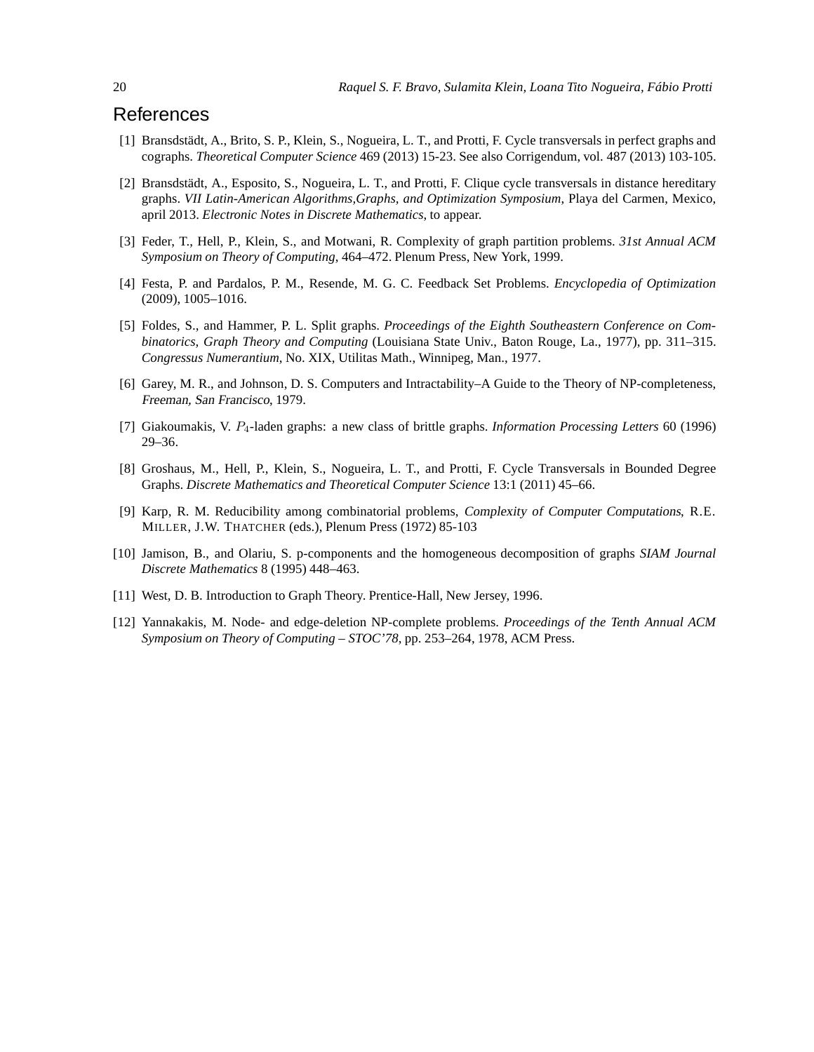## References

[1] Bransdstädt, A., Brito, S. P., Klein, S., Nogueira, L. T., and Protti, F. Cycle transversals in perfect graphs and cographs. *Theoretical Computer Science* 469 (2013) 15-23. See also Corrigendum, vol. 487 (2013) 103-105.

[2] Bransdstädt, A., Esposito, S., Nogueira, L. T., and Protti, F. Clique cycle transversals in distance hereditary graphs. *VII Latin-American Algorithms,Graphs, and Optimization Symposium*, Playa del Carmen, Mexico, april 2013. *Electronic Notes in Discrete Mathematics*, to appear.

[3] Feder, T., Hell, P., Klein, S., and Motwani, R. Complexity of graph partition problems. *31st Annual ACM Symposium on Theory of Computing*, 464–472. Plenum Press, New York, 1999.

[4] Festa, P. and Pardalos, P. M., Resende, M. G. C. Feedback Set Problems. *Encyclopedia of Optimization* (2009), 1005–1016.

[5] Foldes, S., and Hammer, P. L. Split graphs. *Proceedings of the Eighth Southeastern Conference on Combinatorics, Graph Theory and Computing* (Louisiana State Univ., Baton Rouge, La., 1977), pp. 311–315. *Congressus Numerantium*, No. XIX, Utilitas Math., Winnipeg, Man., 1977.

[6] Garey, M. R., and Johnson, D. S. Computers and Intractability–A Guide to the Theory of NP-completeness, *Freeman, San Francisco*, 1979.

[7] Giakoumakis, V. $P_4$-laden graphs: a new class of brittle graphs. *Information Processing Letters* 60 (1996) 29–36.

[8] Groshaus, M., Hell, P., Klein, S., Nogueira, L. T., and Protti, F. Cycle Transversals in Bounded Degree Graphs. *Discrete Mathematics and Theoretical Computer Science* 13:1 (2011) 45–66.

[9] Karp, R. M. Reducibility among combinatorial problems, *Complexity of Computer Computations*, R.E. Miller, J.W. Thatcher (eds.), Plenum Press (1972) 85-103

[10] Jamison, B., and Olariu, S. p-components and the homogeneous decomposition of graphs *SIAM Journal Discrete Mathematics* 8 (1995) 448–463.

[11] West, D. B. Introduction to Graph Theory. Prentice-Hall, New Jersey, 1996.

[12] Yannakakis, M. Node- and edge-deletion NP-complete problems. *Proceedings of the Tenth Annual ACM Symposium on Theory of Computing – STOC'78*, pp. 253–264, 1978, ACM Press.